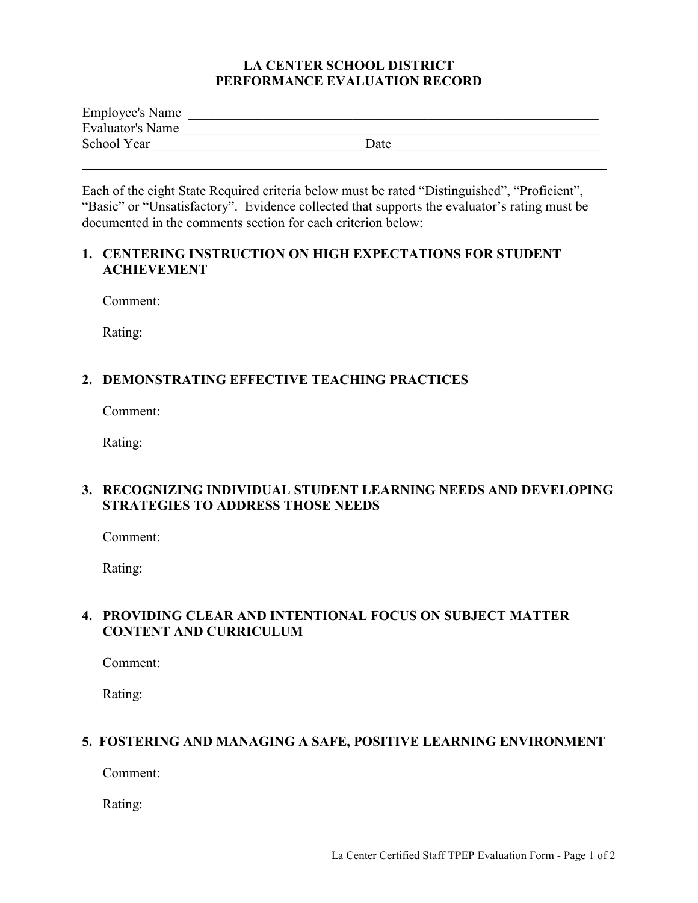# LA CENTER SCHOOL DISTRICT
## PERFORMANCE EVALUATION RECORD

Employee's Name ________________________________________________________________

Evaluator's Name ________________________________________________________________

School Year ______________________________ Date ______________________________

---

Each of the eight State Required criteria below must be rated "Distinguished", "Proficient", "Basic" or "Unsatisfactory". Evidence collected that supports the evaluator's rating must be documented in the comments section for each criterion below:

### 1. CENTERING INSTRUCTION ON HIGH EXPECTATIONS FOR STUDENT ACHIEVEMENT

Comment:

Rating:

### 2. DEMONSTRATING EFFECTIVE TEACHING PRACTICES

Comment:

Rating:

### 3. RECOGNIZING INDIVIDUAL STUDENT LEARNING NEEDS AND DEVELOPING STRATEGIES TO ADDRESS THOSE NEEDS

Comment:

Rating:

### 4. PROVIDING CLEAR AND INTENTIONAL FOCUS ON SUBJECT MATTER CONTENT AND CURRICULUM

Comment:

Rating:

### 5. FOSTERING AND MANAGING A SAFE, POSITIVE LEARNING ENVIRONMENT

Comment:

Rating: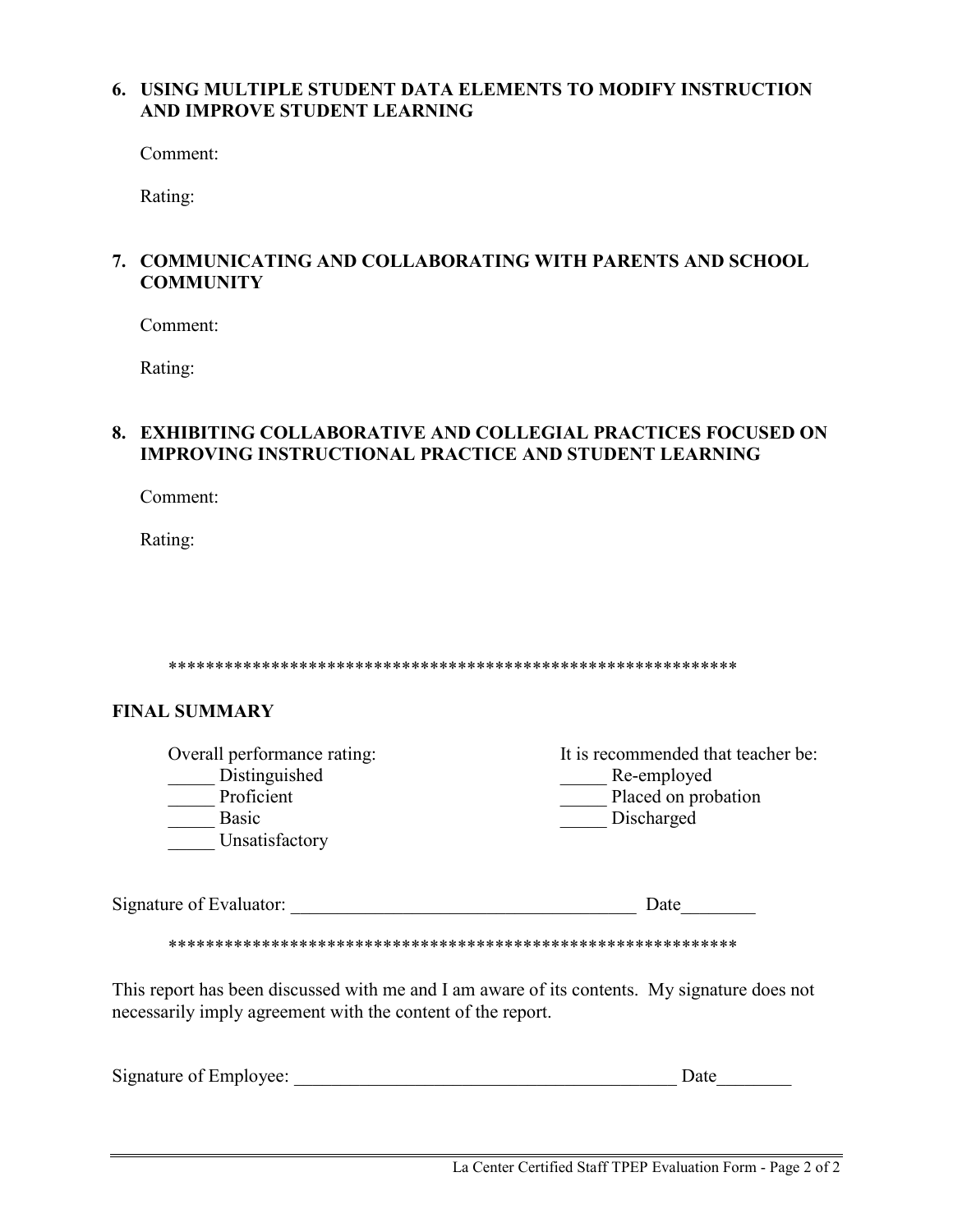**6. USING MULTIPLE STUDENT DATA ELEMENTS TO MODIFY INSTRUCTION AND IMPROVE STUDENT LEARNING**

Comment:

Rating:

**7. COMMUNICATING AND COLLABORATING WITH PARENTS AND SCHOOL COMMUNITY**

Comment:

Rating:

**8. EXHIBITING COLLABORATIVE AND COLLEGIAL PRACTICES FOCUSED ON IMPROVING INSTRUCTIONAL PRACTICE AND STUDENT LEARNING**

Comment:

Rating:

************************************************************

**FINAL SUMMARY**

Overall performance rating:

_____ Distinguished
_____ Proficient
_____ Basic
_____ Unsatisfactory

It is recommended that teacher be:

_____ Re-employed
_____ Placed on probation
_____ Discharged

Signature of Evaluator: _____________________________________ Date________

************************************************************

This report has been discussed with me and I am aware of its contents. My signature does not necessarily imply agreement with the content of the report.

Signature of Employee: __________________________________________ Date________

La Center Certified Staff TPEP Evaluation Form